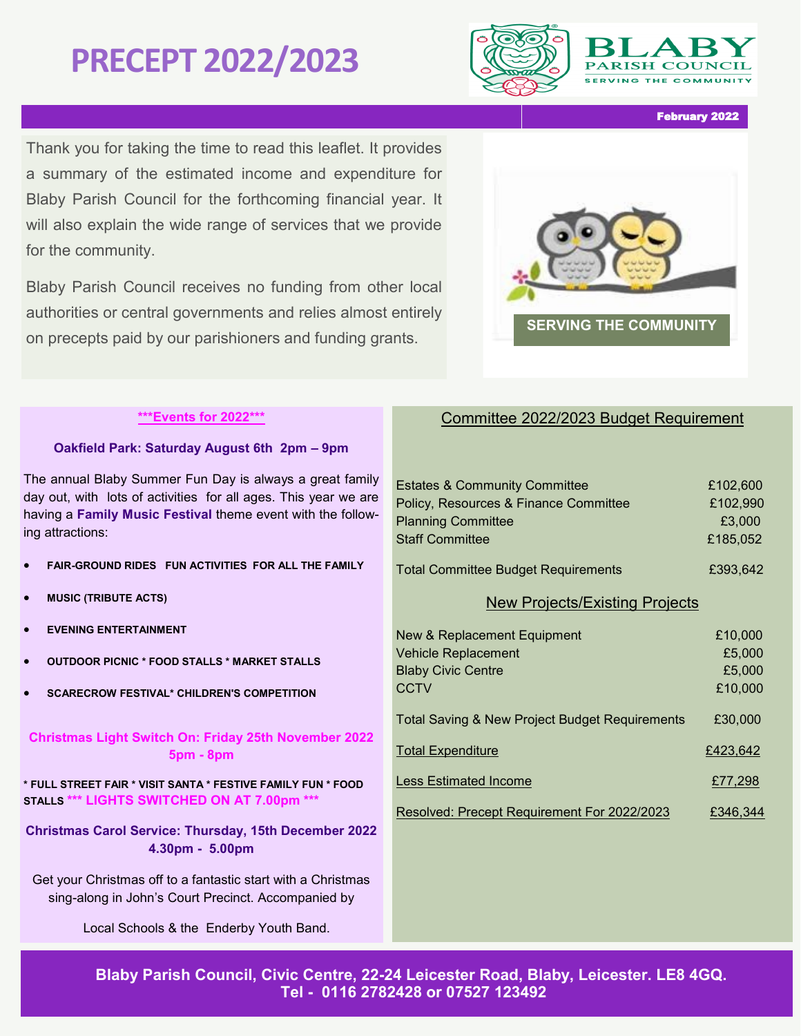# PRECEPT 2022/2023

BLABY PARISH COUNCIL
SERVING THE COMMUNITY

February 2022

Thank you for taking the time to read this leaflet. It provides a summary of the estimated income and expenditure for Blaby Parish Council for the forthcoming financial year. It will also explain the wide range of services that we provide for the community.

Blaby Parish Council receives no funding from other local authorities or central governments and relies almost entirely on precepts paid by our parishioners and funding grants.

SERVING THE COMMUNITY

## ***Events for 2022***

**Oakfield Park: Saturday August 6th 2pm – 9pm**

The annual Blaby Summer Fun Day is always a great family day out, with lots of activities for all ages. This year we are having a **Family Music Festival** theme event with the following attractions:

- **FAIR-GROUND RIDES FUN ACTIVITIES FOR ALL THE FAMILY**
- **MUSIC (TRIBUTE ACTS)**
- **EVENING ENTERTAINMENT**
- **OUTDOOR PICNIC * FOOD STALLS * MARKET STALLS**
- **SCARECROW FESTIVAL* CHILDREN'S COMPETITION**

**Christmas Light Switch On: Friday 25th November 2022 5pm - 8pm**

**\* FULL STREET FAIR * VISIT SANTA * FESTIVE FAMILY FUN * FOOD STALLS *** LIGHTS SWITCHED ON AT 7.00pm *****

**Christmas Carol Service: Thursday, 15th December 2022 4.30pm - 5.00pm**

Get your Christmas off to a fantastic start with a Christmas sing-along in John's Court Precinct. Accompanied by

Local Schools & the Enderby Youth Band.

## Committee 2022/2023 Budget Requirement

| | |
|---|---|
| Estates & Community Committee | £102,600 |
| Policy, Resources & Finance Committee | £102,990 |
| Planning Committee | £3,000 |
| Staff Committee | £185,052 |
| Total Committee Budget Requirements | £393,642 |

## New Projects/Existing Projects

| | |
|---|---|
| New & Replacement Equipment | £10,000 |
| Vehicle Replacement | £5,000 |
| Blaby Civic Centre | £5,000 |
| CCTV | £10,000 |
| Total Saving & New Project Budget Requirements | £30,000 |
| Total Expenditure | £423,642 |
| Less Estimated Income | £77,298 |
| Resolved: Precept Requirement For 2022/2023 | £346,344 |

**Blaby Parish Council, Civic Centre, 22-24 Leicester Road, Blaby, Leicester. LE8 4GQ.**
**Tel - 0116 2782428 or 07527 123492**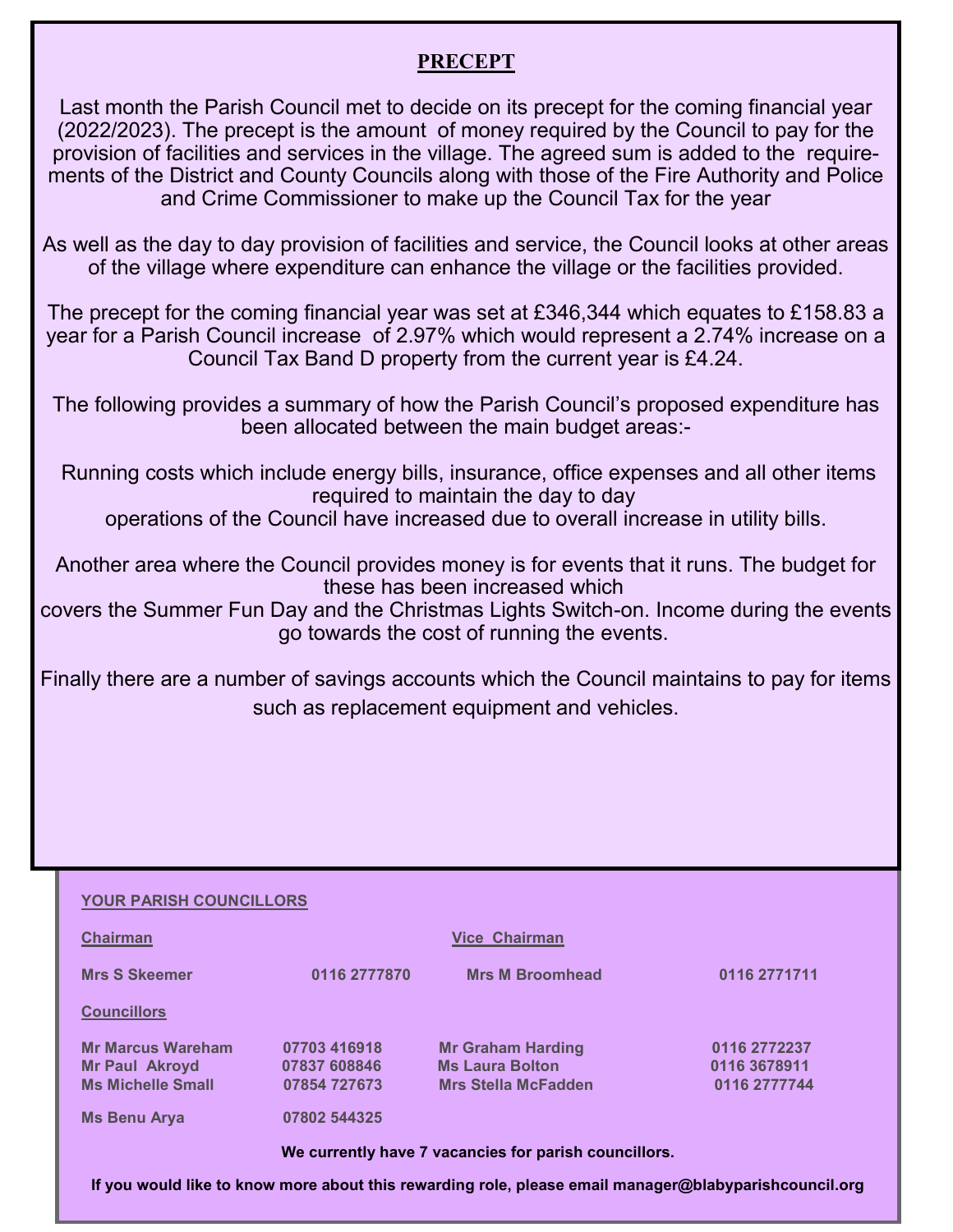## PRECEPT

Last month the Parish Council met to decide on its precept for the coming financial year (2022/2023). The precept is the amount of money required by the Council to pay for the provision of facilities and services in the village. The agreed sum is added to the requirements of the District and County Councils along with those of the Fire Authority and Police and Crime Commissioner to make up the Council Tax for the year

As well as the day to day provision of facilities and service, the Council looks at other areas of the village where expenditure can enhance the village or the facilities provided.

The precept for the coming financial year was set at £346,344 which equates to £158.83 a year for a Parish Council increase of 2.97% which would represent a 2.74% increase on a Council Tax Band D property from the current year is £4.24.

The following provides a summary of how the Parish Council's proposed expenditure has been allocated between the main budget areas:-

Running costs which include energy bills, insurance, office expenses and all other items required to maintain the day to day operations of the Council have increased due to overall increase in utility bills.

Another area where the Council provides money is for events that it runs. The budget for these has been increased which covers the Summer Fun Day and the Christmas Lights Switch-on. Income during the events go towards the cost of running the events.

Finally there are a number of savings accounts which the Council maintains to pay for items such as replacement equipment and vehicles.

**YOUR PARISH COUNCILLORS**

**Chairman**

**Mrs S Skeemer** 0116 2777870

**Vice Chairman**

**Mrs M Broomhead** 0116 2771711

**Councillors**

| | |
|---|---|
| **Mr Marcus Wareham** | 07703 416918 |
| **Mr Paul Akroyd** | 07837 608846 |
| **Ms Michelle Small** | 07854 727673 |
| **Ms Benu Arya** | 07802 544325 |
| **Mr Graham Harding** | 0116 2772237 |
| **Ms Laura Bolton** | 0116 3678911 |
| **Mrs Stella McFadden** | 0116 2777744 |

**We currently have 7 vacancies for parish councillors.**

**If you would like to know more about this rewarding role, please email manager@blabyparishcouncil.org**